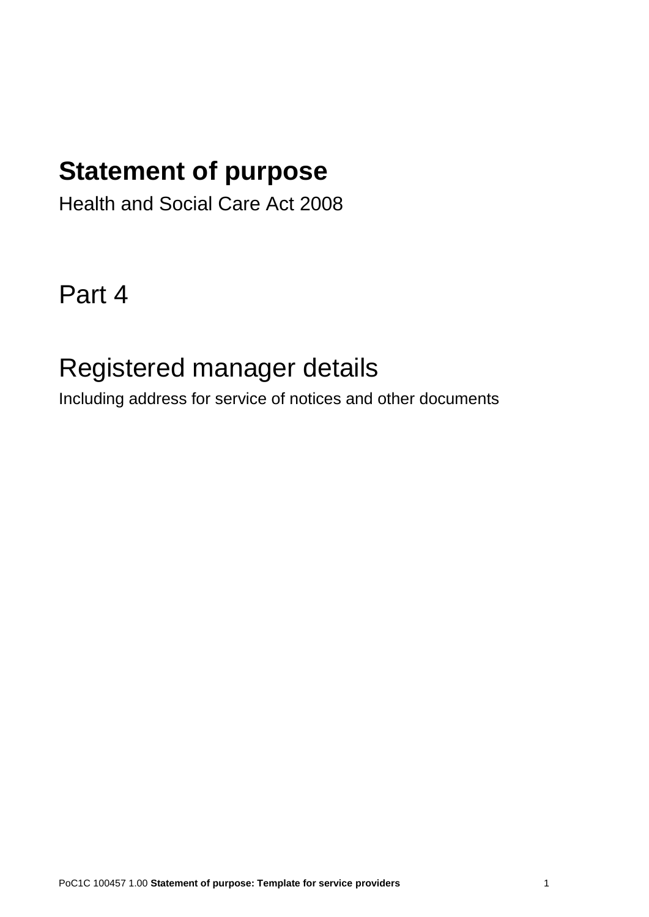# Statement of purpose

Health and Social Care Act 2008

# Part 4

# Registered manager details

Including address for service of notices and other documents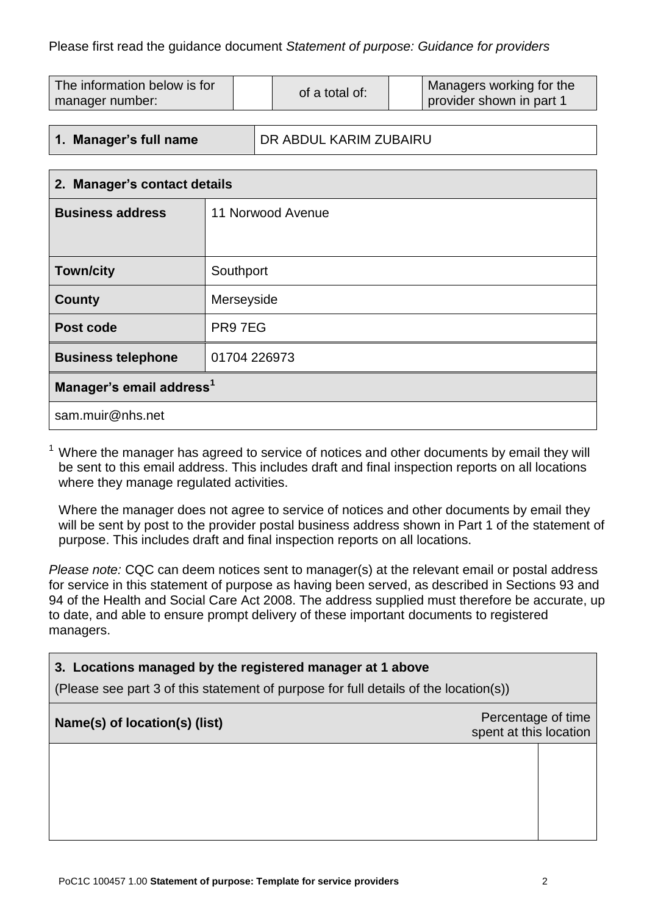Please first read the guidance document *Statement of purpose: Guidance for providers*

| The information below is for manager number: | | of a total of: | | Managers working for the provider shown in part 1 |
|---|---|---|---|---|

| 1. Manager's full name | DR ABDUL KARIM ZUBAIRU |
|---|---|

| 2. Manager's contact details | |
|---|---|
| **Business address** | 11 Norwood Avenue |
| **Town/city** | Southport |
| **County** | Merseyside |
| **Post code** | PR9 7EG |
| **Business telephone** | 01704 226973 |
| **Manager's email address**[1] | |
| sam.muir@nhs.net | |

[1] Where the manager has agreed to service of notices and other documents by email they will be sent to this email address. This includes draft and final inspection reports on all locations where they manage regulated activities.

Where the manager does not agree to service of notices and other documents by email they will be sent by post to the provider postal business address shown in Part 1 of the statement of purpose. This includes draft and final inspection reports on all locations.

*Please note:* CQC can deem notices sent to manager(s) at the relevant email or postal address for service in this statement of purpose as having been served, as described in Sections 93 and 94 of the Health and Social Care Act 2008. The address supplied must therefore be accurate, up to date, and able to ensure prompt delivery of these important documents to registered managers.

**3. Locations managed by the registered manager at 1 above**

(Please see part 3 of this statement of purpose for full details of the location(s))

| Name(s) of location(s) (list) | Percentage of time spent at this location |
|---|---|
| | |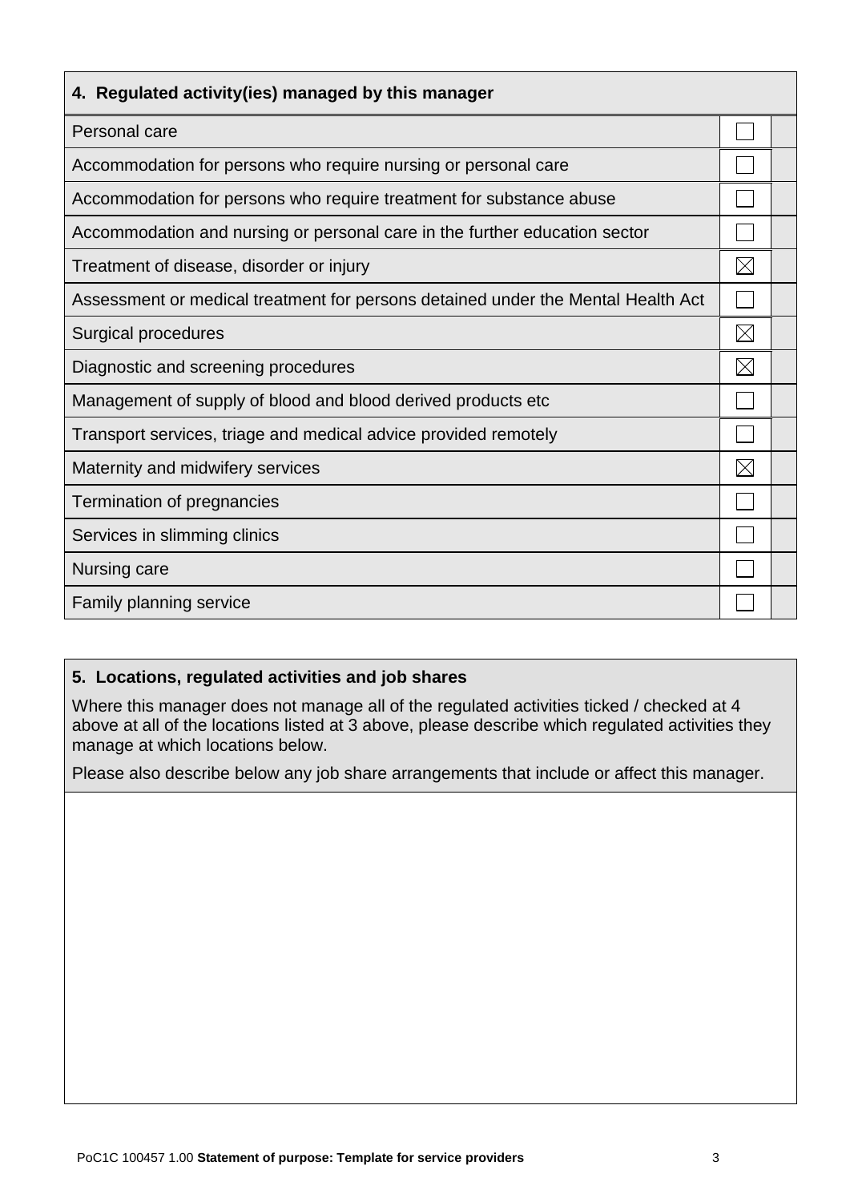## 4. Regulated activity(ies) managed by this manager

| | |
|---|---|
| Personal care | ☐ |
| Accommodation for persons who require nursing or personal care | ☐ |
| Accommodation for persons who require treatment for substance abuse | ☐ |
| Accommodation and nursing or personal care in the further education sector | ☐ |
| Treatment of disease, disorder or injury | ☒ |
| Assessment or medical treatment for persons detained under the Mental Health Act | ☐ |
| Surgical procedures | ☒ |
| Diagnostic and screening procedures | ☒ |
| Management of supply of blood and blood derived products etc | ☐ |
| Transport services, triage and medical advice provided remotely | ☐ |
| Maternity and midwifery services | ☒ |
| Termination of pregnancies | ☐ |
| Services in slimming clinics | ☐ |
| Nursing care | ☐ |
| Family planning service | ☐ |

## 5. Locations, regulated activities and job shares

Where this manager does not manage all of the regulated activities ticked / checked at 4 above at all of the locations listed at 3 above, please describe which regulated activities they manage at which locations below.

Please also describe below any job share arrangements that include or affect this manager.